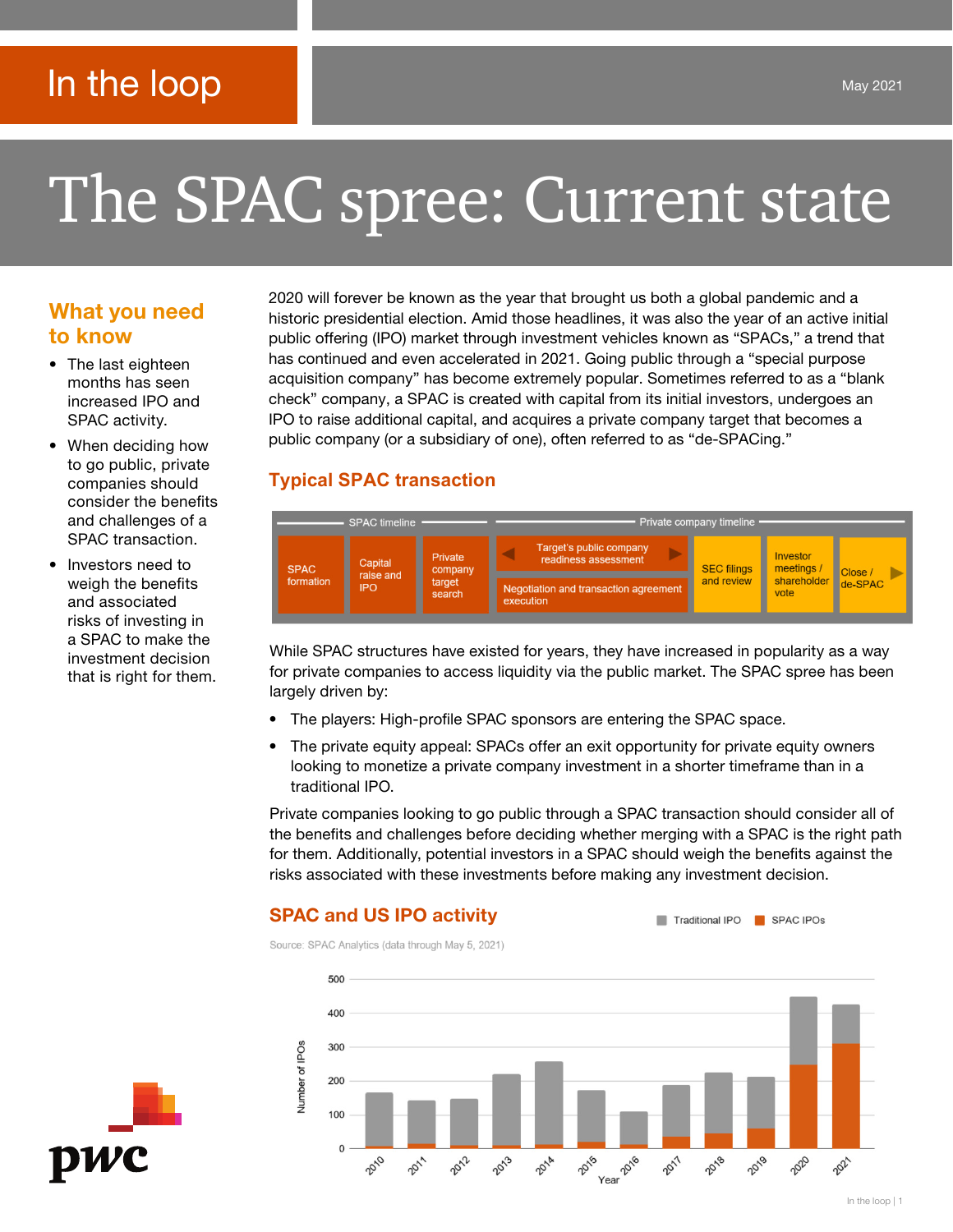In the loop

May 2021

# The SPAC spree: Current state

## What you need to know

- The last eighteen months has seen increased IPO and SPAC activity.
- When deciding how to go public, private companies should consider the benefits and challenges of a SPAC transaction.
- Investors need to weigh the benefits and associated risks of investing in a SPAC to make the investment decision that is right for them.

2020 will forever be known as the year that brought us both a global pandemic and a historic presidential election. Amid those headlines, it was also the year of an active initial public offering (IPO) market through investment vehicles known as "SPACs," a trend that has continued and even accelerated in 2021. Going public through a "special purpose acquisition company" has become extremely popular. Sometimes referred to as a "blank check" company, a SPAC is created with capital from its initial investors, undergoes an IPO to raise additional capital, and acquires a private company target that becomes a public company (or a subsidiary of one), often referred to as "de-SPACing."

## Typical SPAC transaction

SPAC timeline: SPAC formation → Capital raise and IPO → Private company target search

Private company timeline: Target's public company readiness assessment / Negotiation and transaction agreement execution → SEC filings and review → Investor meetings / shareholder vote → Close / de-SPAC

While SPAC structures have existed for years, they have increased in popularity as a way for private companies to access liquidity via the public market. The SPAC spree has been largely driven by:

- The players: High-profile SPAC sponsors are entering the SPAC space.
- The private equity appeal: SPACs offer an exit opportunity for private equity owners looking to monetize a private company investment in a shorter timeframe than in a traditional IPO.

Private companies looking to go public through a SPAC transaction should consider all of the benefits and challenges before deciding whether merging with a SPAC is the right path for them. Additionally, potential investors in a SPAC should weigh the benefits against the risks associated with these investments before making any investment decision.

## SPAC and US IPO activity

Source: SPAC Analytics (data through May 5, 2021)

Legend: Traditional IPO, SPAC IPOs

Y-axis: Number of IPOs (0–500); X-axis: Year (2010–2021)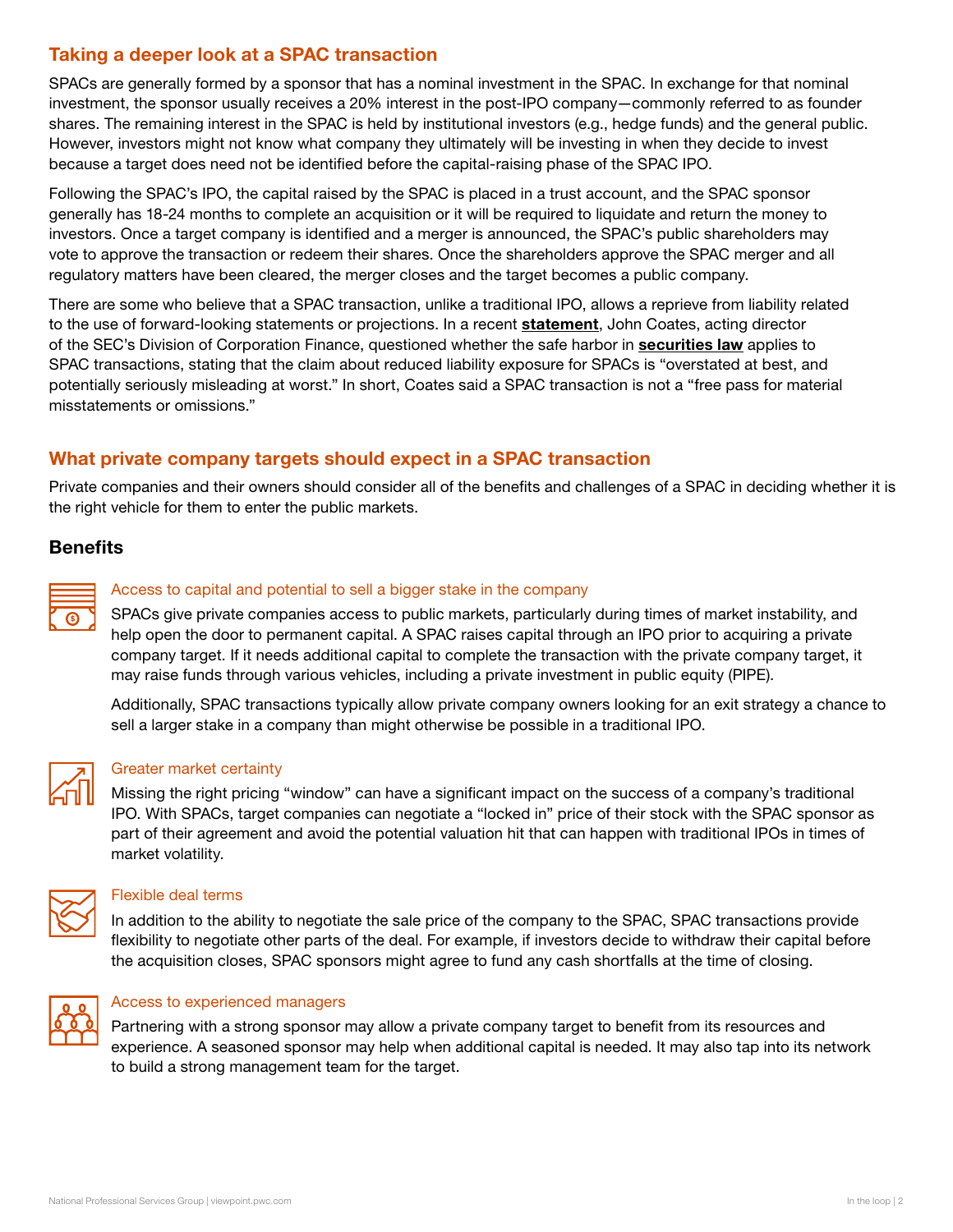## Taking a deeper look at a SPAC transaction

SPACs are generally formed by a sponsor that has a nominal investment in the SPAC. In exchange for that nominal investment, the sponsor usually receives a 20% interest in the post-IPO company—commonly referred to as founder shares. The remaining interest in the SPAC is held by institutional investors (e.g., hedge funds) and the general public. However, investors might not know what company they ultimately will be investing in when they decide to invest because a target does need not be identified before the capital-raising phase of the SPAC IPO.

Following the SPAC's IPO, the capital raised by the SPAC is placed in a trust account, and the SPAC sponsor generally has 18-24 months to complete an acquisition or it will be required to liquidate and return the money to investors. Once a target company is identified and a merger is announced, the SPAC's public shareholders may vote to approve the transaction or redeem their shares. Once the shareholders approve the SPAC merger and all regulatory matters have been cleared, the merger closes and the target becomes a public company.

There are some who believe that a SPAC transaction, unlike a traditional IPO, allows a reprieve from liability related to the use of forward-looking statements or projections. In a recent **statement**, John Coates, acting director of the SEC's Division of Corporation Finance, questioned whether the safe harbor in **securities law** applies to SPAC transactions, stating that the claim about reduced liability exposure for SPACs is "overstated at best, and potentially seriously misleading at worst." In short, Coates said a SPAC transaction is not a "free pass for material misstatements or omissions."

## What private company targets should expect in a SPAC transaction

Private companies and their owners should consider all of the benefits and challenges of a SPAC in deciding whether it is the right vehicle for them to enter the public markets.

### Benefits

#### Access to capital and potential to sell a bigger stake in the company

SPACs give private companies access to public markets, particularly during times of market instability, and help open the door to permanent capital. A SPAC raises capital through an IPO prior to acquiring a private company target. If it needs additional capital to complete the transaction with the private company target, it may raise funds through various vehicles, including a private investment in public equity (PIPE).

Additionally, SPAC transactions typically allow private company owners looking for an exit strategy a chance to sell a larger stake in a company than might otherwise be possible in a traditional IPO.

#### Greater market certainty

Missing the right pricing "window" can have a significant impact on the success of a company's traditional IPO. With SPACs, target companies can negotiate a "locked in" price of their stock with the SPAC sponsor as part of their agreement and avoid the potential valuation hit that can happen with traditional IPOs in times of market volatility.

#### Flexible deal terms

In addition to the ability to negotiate the sale price of the company to the SPAC, SPAC transactions provide flexibility to negotiate other parts of the deal. For example, if investors decide to withdraw their capital before the acquisition closes, SPAC sponsors might agree to fund any cash shortfalls at the time of closing.

#### Access to experienced managers

Partnering with a strong sponsor may allow a private company target to benefit from its resources and experience. A seasoned sponsor may help when additional capital is needed. It may also tap into its network to build a strong management team for the target.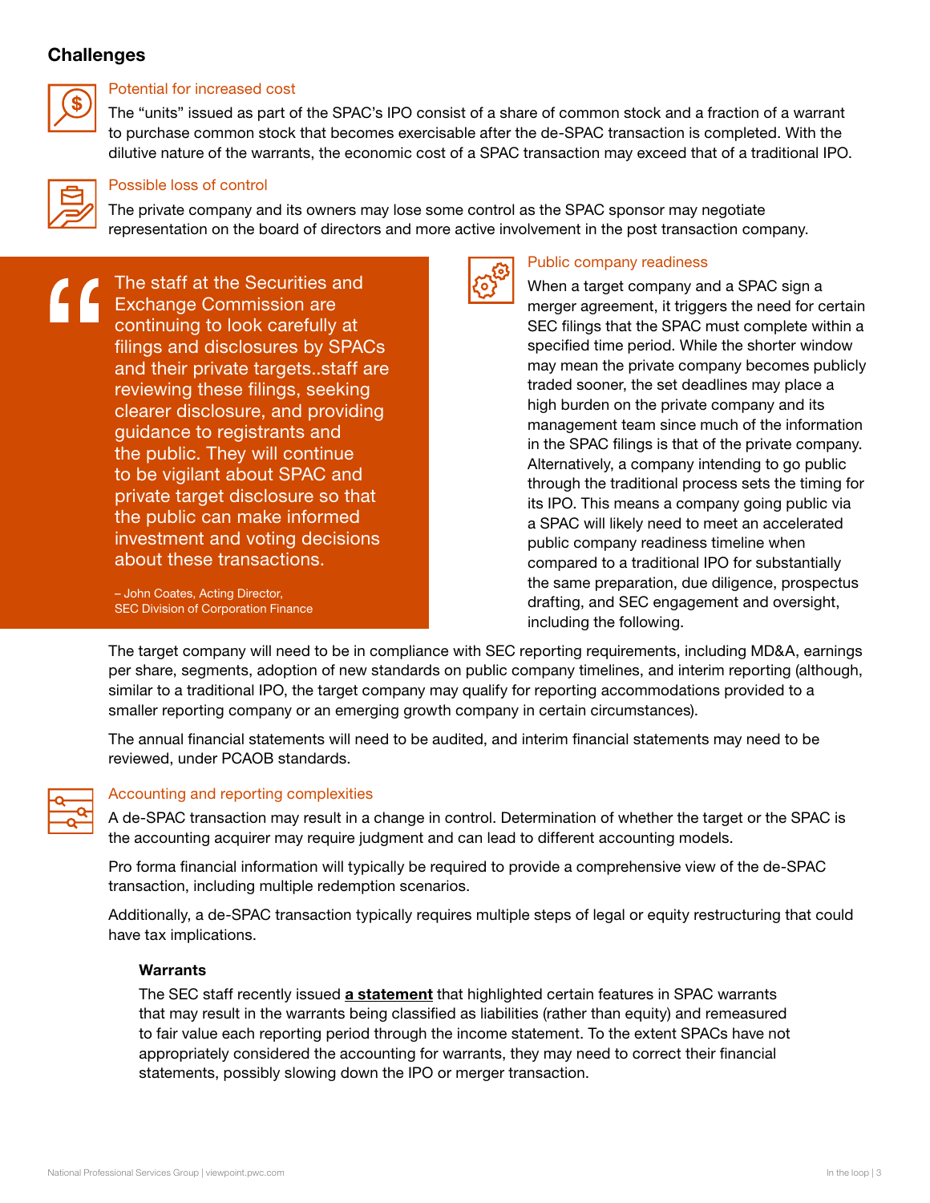## Challenges

### Potential for increased cost

The "units" issued as part of the SPAC's IPO consist of a share of common stock and a fraction of a warrant to purchase common stock that becomes exercisable after the de-SPAC transaction is completed. With the dilutive nature of the warrants, the economic cost of a SPAC transaction may exceed that of a traditional IPO.

### Possible loss of control

The private company and its owners may lose some control as the SPAC sponsor may negotiate representation on the board of directors and more active involvement in the post transaction company.

> The staff at the Securities and Exchange Commission are continuing to look carefully at filings and disclosures by SPACs and their private targets..staff are reviewing these filings, seeking clearer disclosure, and providing guidance to registrants and the public. They will continue to be vigilant about SPAC and private target disclosure so that the public can make informed investment and voting decisions about these transactions.
>
> – John Coates, Acting Director, SEC Division of Corporation Finance

### Public company readiness

When a target company and a SPAC sign a merger agreement, it triggers the need for certain SEC filings that the SPAC must complete within a specified time period. While the shorter window may mean the private company becomes publicly traded sooner, the set deadlines may place a high burden on the private company and its management team since much of the information in the SPAC filings is that of the private company. Alternatively, a company intending to go public through the traditional process sets the timing for its IPO. This means a company going public via a SPAC will likely need to meet an accelerated public company readiness timeline when compared to a traditional IPO for substantially the same preparation, due diligence, prospectus drafting, and SEC engagement and oversight, including the following.

The target company will need to be in compliance with SEC reporting requirements, including MD&A, earnings per share, segments, adoption of new standards on public company timelines, and interim reporting (although, similar to a traditional IPO, the target company may qualify for reporting accommodations provided to a smaller reporting company or an emerging growth company in certain circumstances).

The annual financial statements will need to be audited, and interim financial statements may need to be reviewed, under PCAOB standards.

### Accounting and reporting complexities

A de-SPAC transaction may result in a change in control. Determination of whether the target or the SPAC is the accounting acquirer may require judgment and can lead to different accounting models.

Pro forma financial information will typically be required to provide a comprehensive view of the de-SPAC transaction, including multiple redemption scenarios.

Additionally, a de-SPAC transaction typically requires multiple steps of legal or equity restructuring that could have tax implications.

#### Warrants

The SEC staff recently issued **a statement** that highlighted certain features in SPAC warrants that may result in the warrants being classified as liabilities (rather than equity) and remeasured to fair value each reporting period through the income statement. To the extent SPACs have not appropriately considered the accounting for warrants, they may need to correct their financial statements, possibly slowing down the IPO or merger transaction.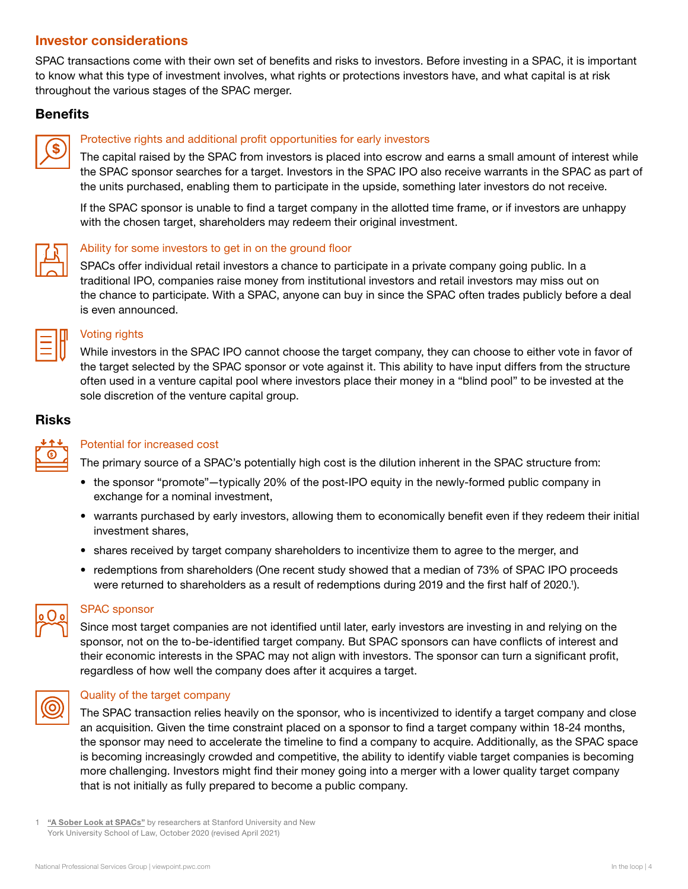## Investor considerations

SPAC transactions come with their own set of benefits and risks to investors. Before investing in a SPAC, it is important to know what this type of investment involves, what rights or protections investors have, and what capital is at risk throughout the various stages of the SPAC merger.

### Benefits

#### Protective rights and additional profit opportunities for early investors

The capital raised by the SPAC from investors is placed into escrow and earns a small amount of interest while the SPAC sponsor searches for a target. Investors in the SPAC IPO also receive warrants in the SPAC as part of the units purchased, enabling them to participate in the upside, something later investors do not receive.

If the SPAC sponsor is unable to find a target company in the allotted time frame, or if investors are unhappy with the chosen target, shareholders may redeem their original investment.

#### Ability for some investors to get in on the ground floor

SPACs offer individual retail investors a chance to participate in a private company going public. In a traditional IPO, companies raise money from institutional investors and retail investors may miss out on the chance to participate. With a SPAC, anyone can buy in since the SPAC often trades publicly before a deal is even announced.

#### Voting rights

While investors in the SPAC IPO cannot choose the target company, they can choose to either vote in favor of the target selected by the SPAC sponsor or vote against it. This ability to have input differs from the structure often used in a venture capital pool where investors place their money in a "blind pool" to be invested at the sole discretion of the venture capital group.

### Risks

#### Potential for increased cost

The primary source of a SPAC's potentially high cost is the dilution inherent in the SPAC structure from:

- the sponsor "promote"—typically 20% of the post-IPO equity in the newly-formed public company in exchange for a nominal investment,
- warrants purchased by early investors, allowing them to economically benefit even if they redeem their initial investment shares,
- shares received by target company shareholders to incentivize them to agree to the merger, and
- redemptions from shareholders (One recent study showed that a median of 73% of SPAC IPO proceeds were returned to shareholders as a result of redemptions during 2019 and the first half of 2020.[1]).

#### SPAC sponsor

Since most target companies are not identified until later, early investors are investing in and relying on the sponsor, not on the to-be-identified target company. But SPAC sponsors can have conflicts of interest and their economic interests in the SPAC may not align with investors. The sponsor can turn a significant profit, regardless of how well the company does after it acquires a target.

#### Quality of the target company

The SPAC transaction relies heavily on the sponsor, who is incentivized to identify a target company and close an acquisition. Given the time constraint placed on a sponsor to find a target company within 18-24 months, the sponsor may need to accelerate the timeline to find a company to acquire. Additionally, as the SPAC space is becoming increasingly crowded and competitive, the ability to identify viable target companies is becoming more challenging. Investors might find their money going into a merger with a lower quality target company that is not initially as fully prepared to become a public company.

---

1 **"A Sober Look at SPACs"** by researchers at Stanford University and New York University School of Law, October 2020 (revised April 2021)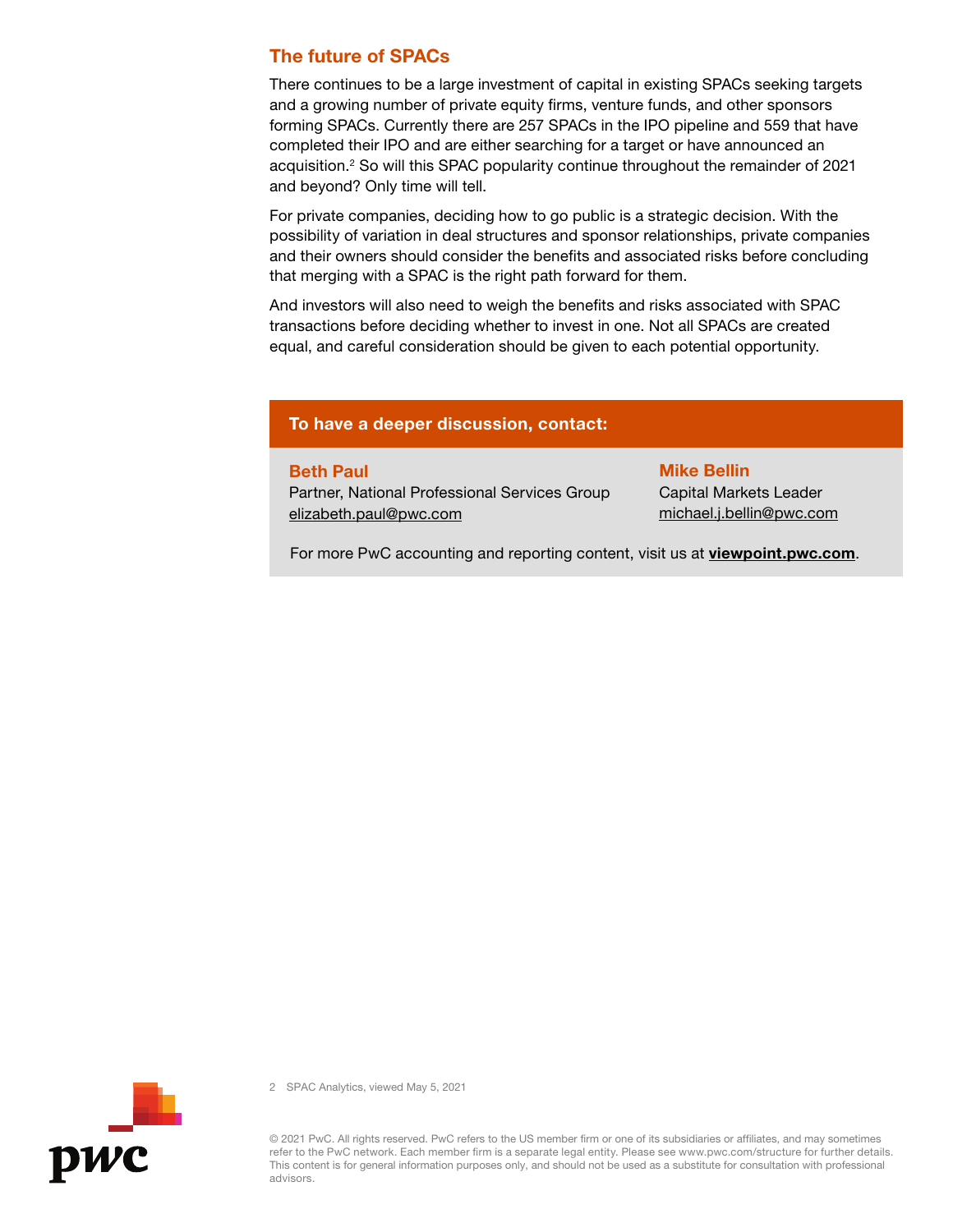## The future of SPACs

There continues to be a large investment of capital in existing SPACs seeking targets and a growing number of private equity firms, venture funds, and other sponsors forming SPACs. Currently there are 257 SPACs in the IPO pipeline and 559 that have completed their IPO and are either searching for a target or have announced an acquisition.[2] So will this SPAC popularity continue throughout the remainder of 2021 and beyond? Only time will tell.

For private companies, deciding how to go public is a strategic decision. With the possibility of variation in deal structures and sponsor relationships, private companies and their owners should consider the benefits and associated risks before concluding that merging with a SPAC is the right path forward for them.

And investors will also need to weigh the benefits and risks associated with SPAC transactions before deciding whether to invest in one. Not all SPACs are created equal, and careful consideration should be given to each potential opportunity.

**To have a deeper discussion, contact:**

**Beth Paul**
Partner, National Professional Services Group
elizabeth.paul@pwc.com

**Mike Bellin**
Capital Markets Leader
michael.j.bellin@pwc.com

For more PwC accounting and reporting content, visit us at **viewpoint.pwc.com**.

2 SPAC Analytics, viewed May 5, 2021

© 2021 PwC. All rights reserved. PwC refers to the US member firm or one of its subsidiaries or affiliates, and may sometimes refer to the PwC network. Each member firm is a separate legal entity. Please see www.pwc.com/structure for further details. This content is for general information purposes only, and should not be used as a substitute for consultation with professional advisors.